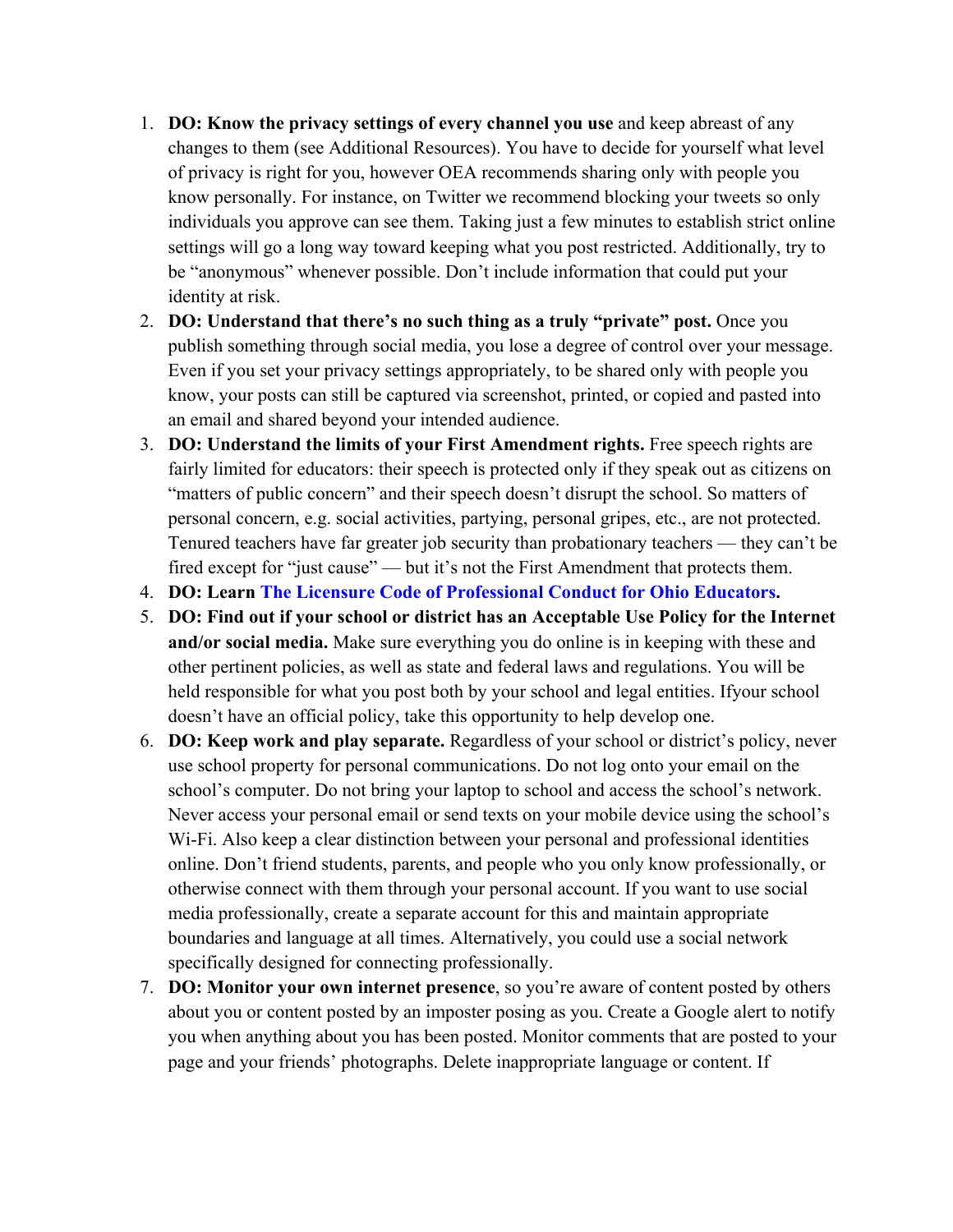1. **DO: Know the privacy settings of every channel you use** and keep abreast of any changes to them (see Additional Resources). You have to decide for yourself what level of privacy is right for you, however OEA recommends sharing only with people you know personally. For instance, on Twitter we recommend blocking your tweets so only individuals you approve can see them. Taking just a few minutes to establish strict online settings will go a long way toward keeping what you post restricted. Additionally, try to be "anonymous" whenever possible. Don't include information that could put your identity at risk.
2. **DO: Understand that there's no such thing as a truly "private" post.** Once you publish something through social media, you lose a degree of control over your message. Even if you set your privacy settings appropriately, to be shared only with people you know, your posts can still be captured via screenshot, printed, or copied and pasted into an email and shared beyond your intended audience.
3. **DO: Understand the limits of your First Amendment rights.** Free speech rights are fairly limited for educators: their speech is protected only if they speak out as citizens on "matters of public concern" and their speech doesn't disrupt the school. So matters of personal concern, e.g. social activities, partying, personal gripes, etc., are not protected. Tenured teachers have far greater job security than probationary teachers — they can't be fired except for "just cause" — but it's not the First Amendment that protects them.
4. **DO: Learn The Licensure Code of Professional Conduct for Ohio Educators.**
5. **DO: Find out if your school or district has an Acceptable Use Policy for the Internet and/or social media.** Make sure everything you do online is in keeping with these and other pertinent policies, as well as state and federal laws and regulations. You will be held responsible for what you post both by your school and legal entities. Ifyour school doesn't have an official policy, take this opportunity to help develop one.
6. **DO: Keep work and play separate.** Regardless of your school or district's policy, never use school property for personal communications. Do not log onto your email on the school's computer. Do not bring your laptop to school and access the school's network. Never access your personal email or send texts on your mobile device using the school's Wi-Fi. Also keep a clear distinction between your personal and professional identities online. Don't friend students, parents, and people who you only know professionally, or otherwise connect with them through your personal account. If you want to use social media professionally, create a separate account for this and maintain appropriate boundaries and language at all times. Alternatively, you could use a social network specifically designed for connecting professionally.
7. **DO: Monitor your own internet presence**, so you're aware of content posted by others about you or content posted by an imposter posing as you. Create a Google alert to notify you when anything about you has been posted. Monitor comments that are posted to your page and your friends' photographs. Delete inappropriate language or content. If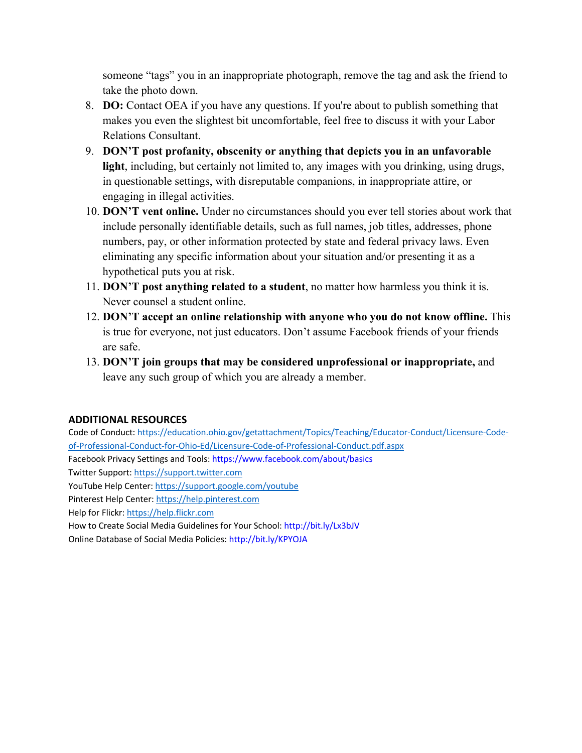someone "tags" you in an inappropriate photograph, remove the tag and ask the friend to take the photo down.

8. **DO:** Contact OEA if you have any questions. If you're about to publish something that makes you even the slightest bit uncomfortable, feel free to discuss it with your Labor Relations Consultant.
9. **DON'T post profanity, obscenity or anything that depicts you in an unfavorable light**, including, but certainly not limited to, any images with you drinking, using drugs, in questionable settings, with disreputable companions, in inappropriate attire, or engaging in illegal activities.
10. **DON'T vent online.** Under no circumstances should you ever tell stories about work that include personally identifiable details, such as full names, job titles, addresses, phone numbers, pay, or other information protected by state and federal privacy laws. Even eliminating any specific information about your situation and/or presenting it as a hypothetical puts you at risk.
11. **DON'T post anything related to a student**, no matter how harmless you think it is. Never counsel a student online.
12. **DON'T accept an online relationship with anyone who you do not know offline.** This is true for everyone, not just educators. Don't assume Facebook friends of your friends are safe.
13. **DON'T join groups that may be considered unprofessional or inappropriate,** and leave any such group of which you are already a member.

## ADDITIONAL RESOURCES

Code of Conduct: https://education.ohio.gov/getattachment/Topics/Teaching/Educator-Conduct/Licensure-Code-of-Professional-Conduct-for-Ohio-Ed/Licensure-Code-of-Professional-Conduct.pdf.aspx

Facebook Privacy Settings and Tools: https://www.facebook.com/about/basics

Twitter Support: https://support.twitter.com

YouTube Help Center: https://support.google.com/youtube

Pinterest Help Center: https://help.pinterest.com

Help for Flickr: https://help.flickr.com

How to Create Social Media Guidelines for Your School: http://bit.ly/Lx3bJV

Online Database of Social Media Policies: http://bit.ly/KPYOJA